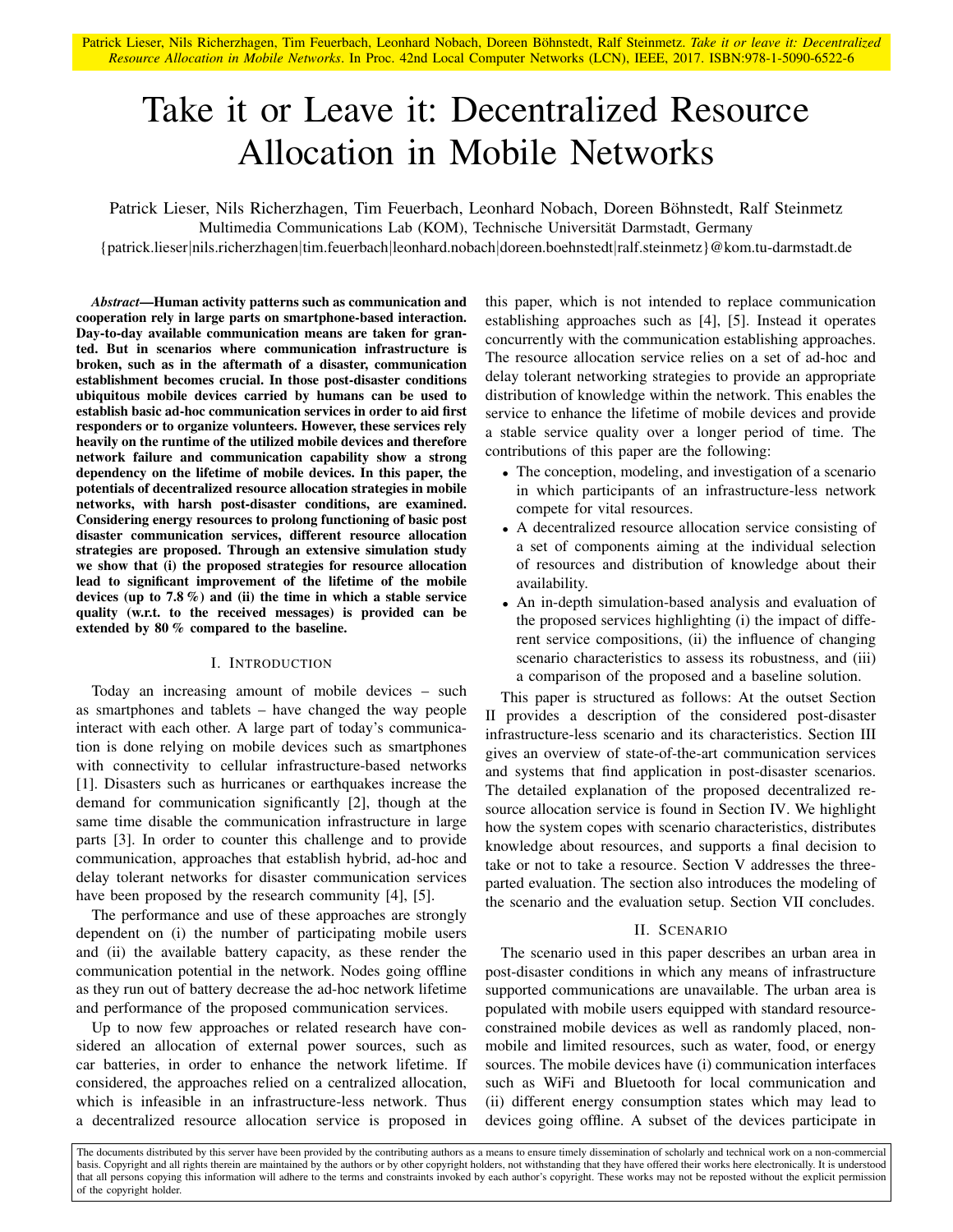Patrick Lieser, Nils Richerzhagen, Tim Feuerbach, Leonhard Nobach, Doreen Böhnstedt, Ralf Steinmetz. *Take it or leave it: Decentralized Resource Allocation in Mobile Networks*. In Proc. 42nd Local Computer Networks (LCN), IEEE, 2017. ISBN:978-1-5090-6522-6

# Take it or Leave it: Decentralized Resource Allocation in Mobile Networks

Patrick Lieser, Nils Richerzhagen, Tim Feuerbach, Leonhard Nobach, Doreen Böhnstedt, Ralf Steinmetz
Multimedia Communications Lab (KOM), Technische Universität Darmstadt, Germany
{patrick.lieser|nils.richerzhagen|tim.feuerbach|leonhard.nobach|doreen.boehnstedt|ralf.steinmetz}@kom.tu-darmstadt.de

***Abstract*—Human activity patterns such as communication and cooperation rely in large parts on smartphone-based interaction. Day-to-day available communication means are taken for granted. But in scenarios where communication infrastructure is broken, such as in the aftermath of a disaster, communication establishment becomes crucial. In those post-disaster conditions ubiquitous mobile devices carried by humans can be used to establish basic ad-hoc communication services in order to aid first responders or to organize volunteers. However, these services rely heavily on the runtime of the utilized mobile devices and therefore network failure and communication capability show a strong dependency on the lifetime of mobile devices. In this paper, the potentials of decentralized resource allocation strategies in mobile networks, with harsh post-disaster conditions, are examined. Considering energy resources to prolong functioning of basic post disaster communication services, different resource allocation strategies are proposed. Through an extensive simulation study we show that (i) the proposed strategies for resource allocation lead to significant improvement of the lifetime of the mobile devices (up to 7.8 %) and (ii) the time in which a stable service quality (w.r.t. to the received messages) is provided can be extended by 80 % compared to the baseline.**

## I. Introduction

Today an increasing amount of mobile devices – such as smartphones and tablets – have changed the way people interact with each other. A large part of today's communication is done relying on mobile devices such as smartphones with connectivity to cellular infrastructure-based networks [1]. Disasters such as hurricanes or earthquakes increase the demand for communication significantly [2], though at the same time disable the communication infrastructure in large parts [3]. In order to counter this challenge and to provide communication, approaches that establish hybrid, ad-hoc and delay tolerant networks for disaster communication services have been proposed by the research community [4], [5].

The performance and use of these approaches are strongly dependent on (i) the number of participating mobile users and (ii) the available battery capacity, as these render the communication potential in the network. Nodes going offline as they run out of battery decrease the ad-hoc network lifetime and performance of the proposed communication services.

Up to now few approaches or related research have considered an allocation of external power sources, such as car batteries, in order to enhance the network lifetime. If considered, the approaches relied on a centralized allocation, which is infeasible in an infrastructure-less network. Thus a decentralized resource allocation service is proposed in this paper, which is not intended to replace communication establishing approaches such as [4], [5]. Instead it operates concurrently with the communication establishing approaches. The resource allocation service relies on a set of ad-hoc and delay tolerant networking strategies to provide an appropriate distribution of knowledge within the network. This enables the service to enhance the lifetime of mobile devices and provide a stable service quality over a longer period of time. The contributions of this paper are the following:

- The conception, modeling, and investigation of a scenario in which participants of an infrastructure-less network compete for vital resources.
- A decentralized resource allocation service consisting of a set of components aiming at the individual selection of resources and distribution of knowledge about their availability.
- An in-depth simulation-based analysis and evaluation of the proposed services highlighting (i) the impact of different service compositions, (ii) the influence of changing scenario characteristics to assess its robustness, and (iii) a comparison of the proposed and a baseline solution.

This paper is structured as follows: At the outset Section II provides a description of the considered post-disaster infrastructure-less scenario and its characteristics. Section III gives an overview of state-of-the-art communication services and systems that find application in post-disaster scenarios. The detailed explanation of the proposed decentralized resource allocation service is found in Section IV. We highlight how the system copes with scenario characteristics, distributes knowledge about resources, and supports a final decision to take or not to take a resource. Section V addresses the three-parted evaluation. The section also introduces the modeling of the scenario and the evaluation setup. Section VII concludes.

## II. Scenario

The scenario used in this paper describes an urban area in post-disaster conditions in which any means of infrastructure supported communications are unavailable. The urban area is populated with mobile users equipped with standard resource-constrained mobile devices as well as randomly placed, non-mobile and limited resources, such as water, food, or energy sources. The mobile devices have (i) communication interfaces such as WiFi and Bluetooth for local communication and (ii) different energy consumption states which may lead to devices going offline. A subset of the devices participate in

The documents distributed by this server have been provided by the contributing authors as a means to ensure timely dissemination of scholarly and technical work on a non-commercial basis. Copyright and all rights therein are maintained by the authors or by other copyright holders, not withstanding that they have offered their works here electronically. It is understood that all persons copying this information will adhere to the terms and constraints invoked by each author's copyright. These works may not be reposted without the explicit permission of the copyright holder.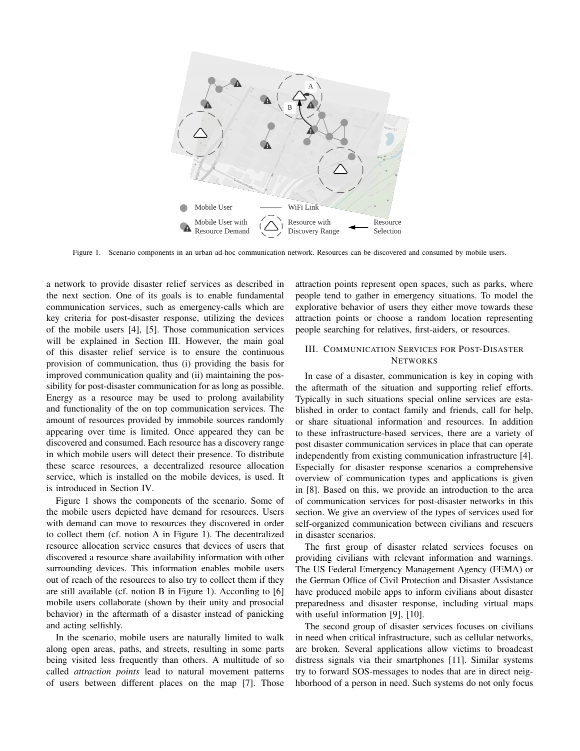Mobile User

WiFi Link

Mobile User with Resource Demand

Resource with Discovery Range

Resource Selection

A

B

Figure 1. Scenario components in an urban ad-hoc communication network. Resources can be discovered and consumed by mobile users.

a network to provide disaster relief services as described in the next section. One of its goals is to enable fundamental communication services, such as emergency-calls which are key criteria for post-disaster response, utilizing the devices of the mobile users [4], [5]. Those communication services will be explained in Section III. However, the main goal of this disaster relief service is to ensure the continuous provision of communication, thus (i) providing the basis for improved communication quality and (ii) maintaining the possibility for post-disaster communication for as long as possible. Energy as a resource may be used to prolong availability and functionality of the on top communication services. The amount of resources provided by immobile sources randomly appearing over time is limited. Once appeared they can be discovered and consumed. Each resource has a discovery range in which mobile users will detect their presence. To distribute these scarce resources, a decentralized resource allocation service, which is installed on the mobile devices, is used. It is introduced in Section IV.

Figure 1 shows the components of the scenario. Some of the mobile users depicted have demand for resources. Users with demand can move to resources they discovered in order to collect them (cf. notion A in Figure 1). The decentralized resource allocation service ensures that devices of users that discovered a resource share availability information with other surrounding devices. This information enables mobile users out of reach of the resources to also try to collect them if they are still available (cf. notion B in Figure 1). According to [6] mobile users collaborate (shown by their unity and prosocial behavior) in the aftermath of a disaster instead of panicking and acting selfishly.

In the scenario, mobile users are naturally limited to walk along open areas, paths, and streets, resulting in some parts being visited less frequently than others. A multitude of so called *attraction points* lead to natural movement patterns of users between different places on the map [7]. Those attraction points represent open spaces, such as parks, where people tend to gather in emergency situations. To model the explorative behavior of users they either move towards these attraction points or choose a random location representing people searching for relatives, first-aiders, or resources.

## III. Communication Services for Post-Disaster Networks

In case of a disaster, communication is key in coping with the aftermath of the situation and supporting relief efforts. Typically in such situations special online services are established in order to contact family and friends, call for help, or share situational information and resources. In addition to these infrastructure-based services, there are a variety of post disaster communication services in place that can operate independently from existing communication infrastructure [4]. Especially for disaster response scenarios a comprehensive overview of communication types and applications is given in [8]. Based on this, we provide an introduction to the area of communication services for post-disaster networks in this section. We give an overview of the types of services used for self-organized communication between civilians and rescuers in disaster scenarios.

The first group of disaster related services focuses on providing civilians with relevant information and warnings. The US Federal Emergency Management Agency (FEMA) or the German Office of Civil Protection and Disaster Assistance have produced mobile apps to inform civilians about disaster preparedness and disaster response, including virtual maps with useful information [9], [10].

The second group of disaster services focuses on civilians in need when critical infrastructure, such as cellular networks, are broken. Several applications allow victims to broadcast distress signals via their smartphones [11]. Similar systems try to forward SOS-messages to nodes that are in direct neighborhood of a person in need. Such systems do not only focus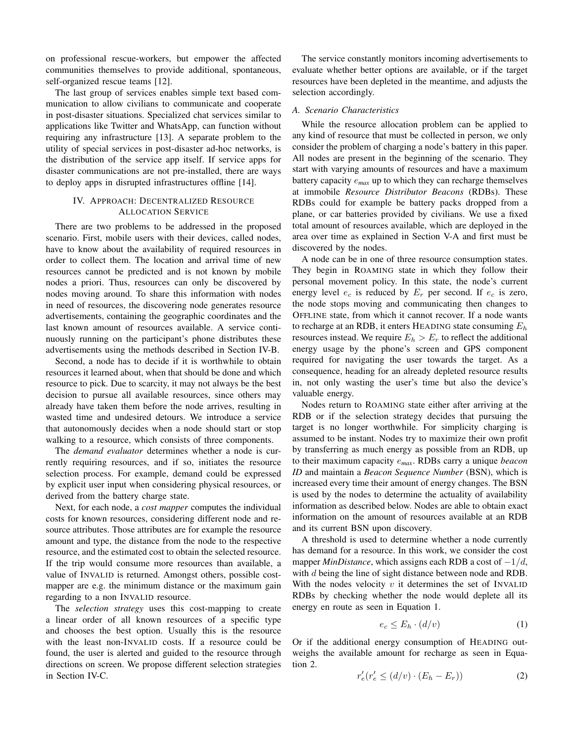on professional rescue-workers, but empower the affected communities themselves to provide additional, spontaneous, self-organized rescue teams [12].

The last group of services enables simple text based communication to allow civilians to communicate and cooperate in post-disaster situations. Specialized chat services similar to applications like Twitter and WhatsApp, can function without requiring any infrastructure [13]. A separate problem to the utility of special services in post-disaster ad-hoc networks, is the distribution of the service app itself. If service apps for disaster communications are not pre-installed, there are ways to deploy apps in disrupted infrastructures offline [14].

## IV. Approach: Decentralized Resource Allocation Service

There are two problems to be addressed in the proposed scenario. First, mobile users with their devices, called nodes, have to know about the availability of required resources in order to collect them. The location and arrival time of new resources cannot be predicted and is not known by mobile nodes a priori. Thus, resources can only be discovered by nodes moving around. To share this information with nodes in need of resources, the discovering node generates resource advertisements, containing the geographic coordinates and the last known amount of resources available. A service continuously running on the participant's phone distributes these advertisements using the methods described in Section IV-B.

Second, a node has to decide if it is worthwhile to obtain resources it learned about, when that should be done and which resource to pick. Due to scarcity, it may not always be the best decision to pursue all available resources, since others may already have taken them before the node arrives, resulting in wasted time and undesired detours. We introduce a service that autonomously decides when a node should start or stop walking to a resource, which consists of three components.

The *demand evaluator* determines whether a node is currently requiring resources, and if so, initiates the resource selection process. For example, demand could be expressed by explicit user input when considering physical resources, or derived from the battery charge state.

Next, for each node, a *cost mapper* computes the individual costs for known resources, considering different node and resource attributes. Those attributes are for example the resource amount and type, the distance from the node to the respective resource, and the estimated cost to obtain the selected resource. If the trip would consume more resources than available, a value of INVALID is returned. Amongst others, possible cost-mapper are e.g. the minimum distance or the maximum gain regarding to a non INVALID resource.

The *selection strategy* uses this cost-mapping to create a linear order of all known resources of a specific type and chooses the best option. Usually this is the resource with the least non-INVALID costs. If a resource could be found, the user is alerted and guided to the resource through directions on screen. We propose different selection strategies in Section IV-C.

The service constantly monitors incoming advertisements to evaluate whether better options are available, or if the target resources have been depleted in the meantime, and adjusts the selection accordingly.

### A. Scenario Characteristics

While the resource allocation problem can be applied to any kind of resource that must be collected in person, we only consider the problem of charging a node's battery in this paper. All nodes are present in the beginning of the scenario. They start with varying amounts of resources and have a maximum battery capacity $e_{max}$ up to which they can recharge themselves at immobile *Resource Distributor Beacons* (RDBs). These RDBs could for example be battery packs dropped from a plane, or car batteries provided by civilians. We use a fixed total amount of resources available, which are deployed in the area over time as explained in Section V-A and first must be discovered by the nodes.

A node can be in one of three resource consumption states. They begin in ROAMING state in which they follow their personal movement policy. In this state, the node's current energy level $e_c$ is reduced by $E_r$ per second. If $e_c$ is zero, the node stops moving and communicating then changes to OFFLINE state, from which it cannot recover. If a node wants to recharge at an RDB, it enters HEADING state consuming $E_h$ resources instead. We require $E_h > E_r$ to reflect the additional energy usage by the phone's screen and GPS component required for navigating the user towards the target. As a consequence, heading for an already depleted resource results in, not only wasting the user's time but also the device's valuable energy.

Nodes return to ROAMING state either after arriving at the RDB or if the selection strategy decides that pursuing the target is no longer worthwhile. For simplicity charging is assumed to be instant. Nodes try to maximize their own profit by transferring as much energy as possible from an RDB, up to their maximum capacity $e_{max}$. RDBs carry a unique *beacon ID* and maintain a *Beacon Sequence Number* (BSN), which is increased every time their amount of energy changes. The BSN is used by the nodes to determine the actuality of availability information as described below. Nodes are able to obtain exact information on the amount of resources available at an RDB and its current BSN upon discovery.

A threshold is used to determine whether a node currently has demand for a resource. In this work, we consider the cost mapper *MinDistance*, which assigns each RDB a cost of $-1/d$, with $d$ being the line of sight distance between node and RDB. With the nodes velocity $v$ it determines the set of INVALID RDBs by checking whether the node would deplete all its energy en route as seen in Equation 1.

$$e_c \leq E_h \cdot (d/v) \tag{1}$$

Or if the additional energy consumption of HEADING outweighs the available amount for recharge as seen in Equation 2.

$$r_e'(r_e' \leq (d/v) \cdot (E_h - E_r)) \tag{2}$$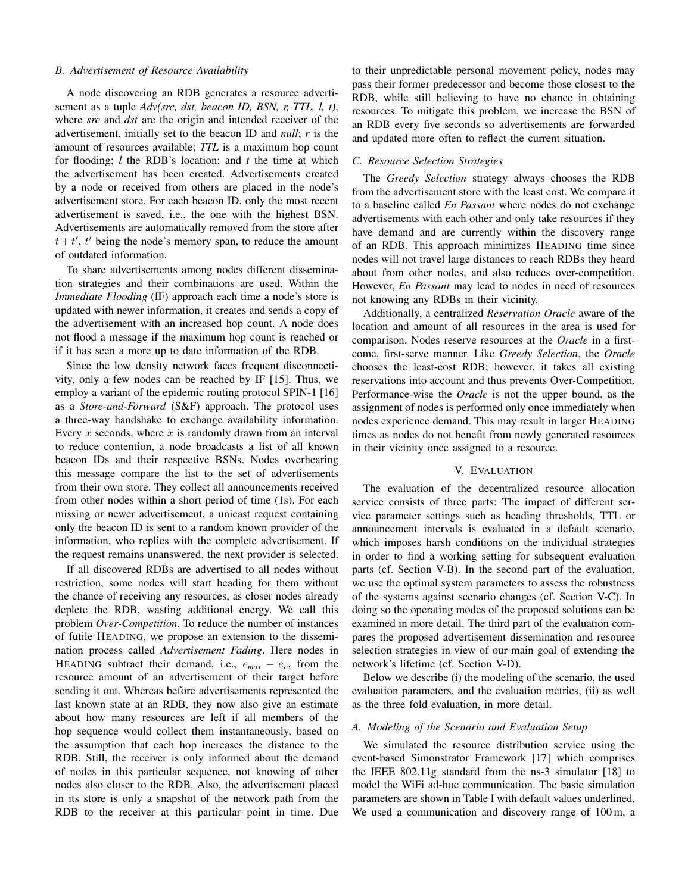### B. Advertisement of Resource Availability

A node discovering an RDB generates a resource advertisement as a tuple *Adv(src, dst, beacon ID, BSN, r, TTL, l, t)*, where *src* and *dst* are the origin and intended receiver of the advertisement, initially set to the beacon ID and *null*; *r* is the amount of resources available; *TTL* is a maximum hop count for flooding; *l* the RDB's location; and *t* the time at which the advertisement has been created. Advertisements created by a node or received from others are placed in the node's advertisement store. For each beacon ID, only the most recent advertisement is saved, i.e., the one with the highest BSN. Advertisements are automatically removed from the store after $t + t'$, $t'$ being the node's memory span, to reduce the amount of outdated information.

To share advertisements among nodes different dissemination strategies and their combinations are used. Within the *Immediate Flooding* (IF) approach each time a node's store is updated with newer information, it creates and sends a copy of the advertisement with an increased hop count. A node does not flood a message if the maximum hop count is reached or if it has seen a more up to date information of the RDB.

Since the low density network faces frequent disconnectivity, only a few nodes can be reached by IF [15]. Thus, we employ a variant of the epidemic routing protocol SPIN-1 [16] as a *Store-and-Forward* (S&F) approach. The protocol uses a three-way handshake to exchange availability information. Every $x$ seconds, where $x$ is randomly drawn from an interval to reduce contention, a node broadcasts a list of all known beacon IDs and their respective BSNs. Nodes overhearing this message compare the list to the set of advertisements from their own store. They collect all announcements received from other nodes within a short period of time (1s). For each missing or newer advertisement, a unicast request containing only the beacon ID is sent to a random known provider of the information, who replies with the complete advertisement. If the request remains unanswered, the next provider is selected.

If all discovered RDBs are advertised to all nodes without restriction, some nodes will start heading for them without the chance of receiving any resources, as closer nodes already deplete the RDB, wasting additional energy. We call this problem *Over-Competition*. To reduce the number of instances of futile HEADING, we propose an extension to the dissemination process called *Advertisement Fading*. Here nodes in HEADING subtract their demand, i.e., $e_{max} - e_c$, from the resource amount of an advertisement of their target before sending it out. Whereas before advertisements represented the last known state at an RDB, they now also give an estimate about how many resources are left if all members of the hop sequence would collect them instantaneously, based on the assumption that each hop increases the distance to the RDB. Still, the receiver is only informed about the demand of nodes in this particular sequence, not knowing of other nodes also closer to the RDB. Also, the advertisement placed in its store is only a snapshot of the network path from the RDB to the receiver at this particular point in time. Due to their unpredictable personal movement policy, nodes may pass their former predecessor and become those closest to the RDB, while still believing to have no chance in obtaining resources. To mitigate this problem, we increase the BSN of an RDB every five seconds so advertisements are forwarded and updated more often to reflect the current situation.

### C. Resource Selection Strategies

The *Greedy Selection* strategy always chooses the RDB from the advertisement store with the least cost. We compare it to a baseline called *En Passant* where nodes do not exchange advertisements with each other and only take resources if they have demand and are currently within the discovery range of an RDB. This approach minimizes HEADING time since nodes will not travel large distances to reach RDBs they heard about from other nodes, and also reduces over-competition. However, *En Passant* may lead to nodes in need of resources not knowing any RDBs in their vicinity.

Additionally, a centralized *Reservation Oracle* aware of the location and amount of all resources in the area is used for comparison. Nodes reserve resources at the *Oracle* in a first-come, first-serve manner. Like *Greedy Selection*, the *Oracle* chooses the least-cost RDB; however, it takes all existing reservations into account and thus prevents Over-Competition. Performance-wise the *Oracle* is not the upper bound, as the assignment of nodes is performed only once immediately when nodes experience demand. This may result in larger HEADING times as nodes do not benefit from newly generated resources in their vicinity once assigned to a resource.

## V. EVALUATION

The evaluation of the decentralized resource allocation service consists of three parts: The impact of different service parameter settings such as heading thresholds, TTL or announcement intervals is evaluated in a default scenario, which imposes harsh conditions on the individual strategies in order to find a working setting for subsequent evaluation parts (cf. Section V-B). In the second part of the evaluation, we use the optimal system parameters to assess the robustness of the systems against scenario changes (cf. Section V-C). In doing so the operating modes of the proposed solutions can be examined in more detail. The third part of the evaluation compares the proposed advertisement dissemination and resource selection strategies in view of our main goal of extending the network's lifetime (cf. Section V-D).

Below we describe (i) the modeling of the scenario, the used evaluation parameters, and the evaluation metrics, (ii) as well as the three fold evaluation, in more detail.

### A. Modeling of the Scenario and Evaluation Setup

We simulated the resource distribution service using the event-based Simonstrator Framework [17] which comprises the IEEE 802.11g standard from the ns-3 simulator [18] to model the WiFi ad-hoc communication. The basic simulation parameters are shown in Table I with default values underlined. We used a communication and discovery range of 100 m, a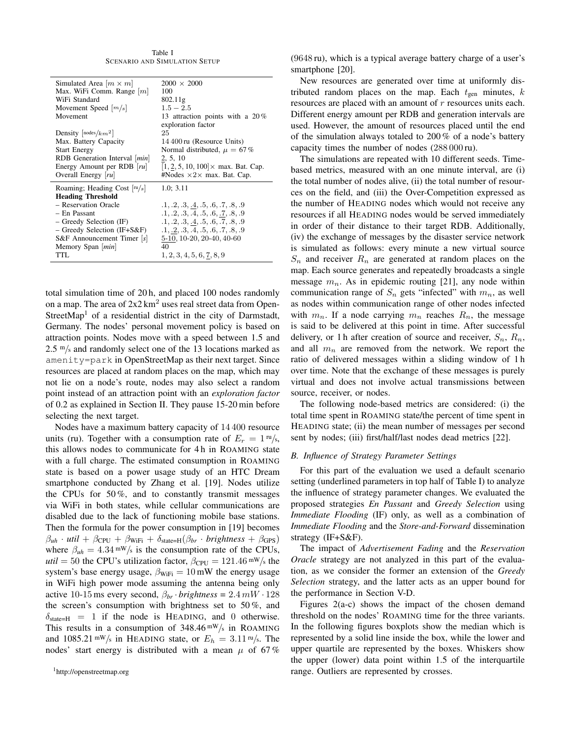Table I
SCENARIO AND SIMULATION SETUP

| Parameter | Value |
|---|---|
| Simulated Area $[m \times m]$ | $2000 \times 2000$ |
| Max. WiFi Comm. Range $[m]$ | 100 |
| WiFi Standard | 802.11g |
| Movement Speed $[m/s]$ | $1.5 - 2.5$ |
| Movement | 13 attraction points with a 20 % exploration factor |
| Density $[nodes/km^2]$ | 25 |
| Max. Battery Capacity | 14 400 ru (Resource Units) |
| Start Energy | Normal distributed, $\mu = 67\,\%$ |
| RDB Generation Interval $[min]$ | <u>2</u>, 5, 10 |
| Energy Amount per RDB $[ru]$ | $[1, \underline{2}, 5, 10, 100]\times$ max. Bat. Cap. |
| Overall Energy $[ru]$ | #Nodes $\times 2\times$ max. Bat. Cap. |
| Roaming; Heading Cost $[ru/s]$ | 1.0; 3.11 |
| **Heading Threshold** | |
| – Reservation Oracle | .1, .2, .3, <u>.4</u>, .5, .6, .7, .8, .9 |
| – En Passant | .1, .2, .3, .4, .5, .6, <u>.7</u>, .8, .9 |
| – Greedy Selection (IF) | .1, .2, .3, <u>.4</u>, .5, .6, .7, .8, .9 |
| – Greedy Selection (IF+S&F) | .1, <u>.2</u>, .3, .4, .5, .6, .7, .8, .9 |
| S&F Announcement Timer $[s]$ | <u>5-10</u>, 10-20, 20-40, 40-60 |
| Memory Span $[min]$ | 40 |
| TTL | 1, 2, 3, 4, 5, 6, <u>7</u>, 8, 9 |

total simulation time of 20 h, and placed 100 nodes randomly on a map. The area of 2x2 km$^2$ uses real street data from OpenStreetMap[1] of a residential district in the city of Darmstadt, Germany. The nodes' personal movement policy is based on attraction points. Nodes move with a speed between 1.5 and 2.5 $m/s$ and randomly select one of the 13 locations marked as `amenity=park` in OpenStreetMap as their next target. Since resources are placed at random places on the map, which may not lie on a node's route, nodes may also select a random point instead of an attraction point with an *exploration factor* of 0.2 as explained in Section II. They pause 15-20 min before selecting the next target.

Nodes have a maximum battery capacity of 14 400 resource units (ru). Together with a consumption rate of $E_r = 1\ ru/s$, this allows nodes to communicate for 4 h in ROAMING state with a full charge. The estimated consumption in ROAMING state is based on a power usage study of an HTC Dream smartphone conducted by Zhang et al. [19]. Nodes utilize the CPUs for 50 %, and to constantly transmit messages via WiFi in both states, while cellular communications are disabled due to the lack of functioning mobile base stations. Then the formula for the power consumption in [19] becomes $\beta_{uh} \cdot util + \beta_{\text{CPU}} + \beta_{\text{WiFi}} + \delta_{\text{state=H}}(\beta_{br} \cdot brightness + \beta_{\text{GPS}})$ where $\beta_{uh} = 4.34\ mW/s$ is the consumption rate of the CPUs, $util = 50$ the CPU's utilization factor, $\beta_{\text{CPU}} = 121.46\ mW/s$ the system's base energy usage, $\beta_{\text{WiFi}} = 10\,\text{mW}$ the energy usage in WiFi high power mode assuming the antenna being only active 10-15 ms every second, $\beta_{br} \cdot brightness = 2.4\,mW \cdot 128$ the screen's consumption with brightness set to 50 %, and $\delta_{\text{state=H}} = 1$ if the node is HEADING, and 0 otherwise. This results in a consumption of $348.46\ mW/s$ in ROAMING and $1085.21\ mW/s$ in HEADING state, or $E_h = 3.11\ ru/s$. The nodes' start energy is distributed with a mean $\mu$ of 67 % (9648 ru), which is a typical average battery charge of a user's smartphone [20].

[1] http://openstreetmap.org

New resources are generated over time at uniformly distributed random places on the map. Each $t_{\text{gen}}$ minutes, $k$ resources are placed with an amount of $r$ resources units each. Different energy amount per RDB and generation intervals are used. However, the amount of resources placed until the end of the simulation always totaled to 200 % of a node's battery capacity times the number of nodes (288 000 ru).

The simulations are repeated with 10 different seeds. Time-based metrics, measured with an one minute interval, are (i) the total number of nodes alive, (ii) the total number of resources on the field, and (iii) the Over-Competition expressed as the number of HEADING nodes which would not receive any resources if all HEADING nodes would be served immediately in order of their distance to their target RDB. Additionally, (iv) the exchange of messages by the disaster service network is simulated as follows: every minute a new virtual source $S_n$ and receiver $R_n$ are generated at random places on the map. Each source generates and repeatedly broadcasts a single message $m_n$. As in epidemic routing [21], any node within communication range of $S_n$ gets "infected" with $m_n$, as well as nodes within communication range of other nodes infected with $m_n$. If a node carrying $m_n$ reaches $R_n$, the message is said to be delivered at this point in time. After successful delivery, or 1 h after creation of source and receiver, $S_n$, $R_n$, and all $m_n$ are removed from the network. We report the ratio of delivered messages within a sliding window of 1 h over time. Note that the exchange of these messages is purely virtual and does not involve actual transmissions between source, receiver, or nodes.

The following node-based metrics are considered: (i) the total time spent in ROAMING state/the percent of time spent in HEADING state; (ii) the mean number of messages per second sent by nodes; (iii) first/half/last nodes dead metrics [22].

### B. Influence of Strategy Parameter Settings

For this part of the evaluation we used a default scenario setting (underlined parameters in top half of Table I) to analyze the influence of strategy parameter changes. We evaluated the proposed strategies *En Passant* and *Greedy Selection* using *Immediate Flooding* (IF) only, as well as a combination of *Immediate Flooding* and the *Store-and-Forward* dissemination strategy (IF+S&F).

The impact of *Advertisement Fading* and the *Reservation Oracle* strategy are not analyzed in this part of the evaluation, as we consider the former an extension of the *Greedy Selection* strategy, and the latter acts as an upper bound for the performance in Section V-D.

Figures 2(a-c) shows the impact of the chosen demand threshold on the nodes' ROAMING time for the three variants. In the following figures boxplots show the median which is represented by a solid line inside the box, while the lower and upper quartile are represented by the boxes. Whiskers show the upper (lower) data point within 1.5 of the interquartile range. Outliers are represented by crosses.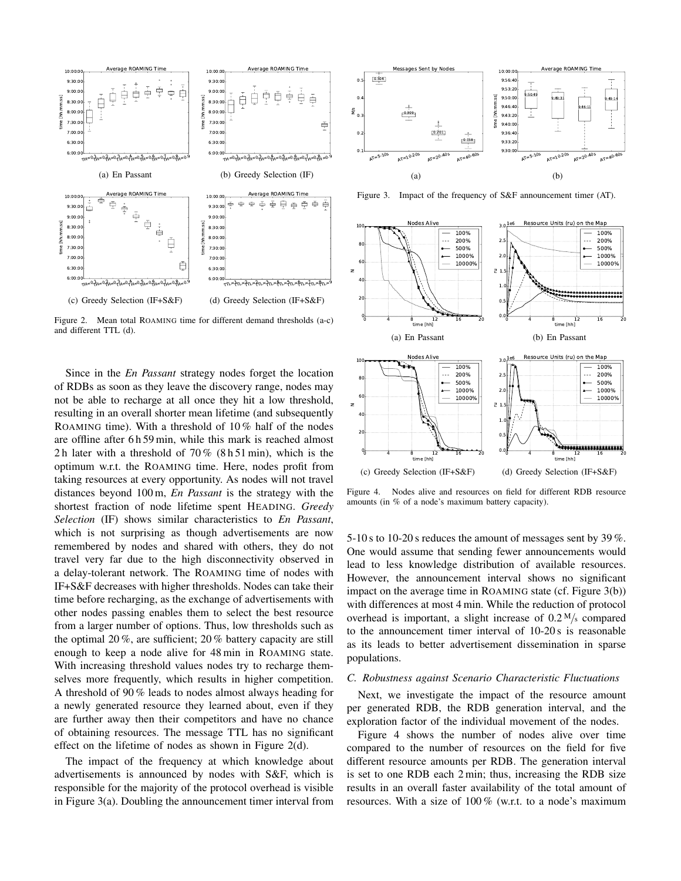Figure 2. Mean total ROAMING time for different demand thresholds (a-c) and different TTL (d).

(a) En Passant

(b) Greedy Selection (IF)

(c) Greedy Selection (IF+S&F)

(d) Greedy Selection (IF+S&F)

Figure 3. Impact of the frequency of S&F announcement timer (AT).

Figure 4. Nodes alive and resources on field for different RDB resource amounts (in % of a node's maximum battery capacity).

(a) En Passant

(b) En Passant

(c) Greedy Selection (IF+S&F)

(d) Greedy Selection (IF+S&F)

Since in the *En Passant* strategy nodes forget the location of RDBs as soon as they leave the discovery range, nodes may not be able to recharge at all once they hit a low threshold, resulting in an overall shorter mean lifetime (and subsequently ROAMING time). With a threshold of 10 % half of the nodes are offline after 6 h 59 min, while this mark is reached almost 2 h later with a threshold of 70 % (8 h 51 min), which is the optimum w.r.t. the ROAMING time. Here, nodes profit from taking resources at every opportunity. As nodes will not travel distances beyond 100 m, *En Passant* is the strategy with the shortest fraction of node lifetime spent HEADING. *Greedy Selection* (IF) shows similar characteristics to *En Passant*, which is not surprising as though advertisements are now remembered by nodes and shared with others, they do not travel very far due to the high disconnectivity observed in a delay-tolerant network. The ROAMING time of nodes with IF+S&F decreases with higher thresholds. Nodes can take their time before recharging, as the exchange of advertisements with other nodes passing enables them to select the best resource from a larger number of options. Thus, low thresholds such as the optimal 20 %, are sufficient; 20 % battery capacity are still enough to keep a node alive for 48 min in ROAMING state. With increasing threshold values nodes try to recharge themselves more frequently, which results in higher competition. A threshold of 90 % leads to nodes almost always heading for a newly generated resource they learned about, even if they are further away then their competitors and have no chance of obtaining resources. The message TTL has no significant effect on the lifetime of nodes as shown in Figure 2(d).

The impact of the frequency at which knowledge about advertisements is announced by nodes with S&F, which is responsible for the majority of the protocol overhead is visible in Figure 3(a). Doubling the announcement timer interval from 5-10 s to 10-20 s reduces the amount of messages sent by 39 %. One would assume that sending fewer announcements would lead to less knowledge distribution of available resources. However, the announcement interval shows no significant impact on the average time in ROAMING state (cf. Figure 3(b)) with differences at most 4 min. While the reduction of protocol overhead is important, a slight increase of 0.2 M/s compared to the announcement timer interval of 10-20 s is reasonable as its leads to better advertisement dissemination in sparse populations.

### C. Robustness against Scenario Characteristic Fluctuations

Next, we investigate the impact of the resource amount per generated RDB, the RDB generation interval, and the exploration factor of the individual movement of the nodes.

Figure 4 shows the number of nodes alive over time compared to the number of resources on the field for five different resource amounts per RDB. The generation interval is set to one RDB each 2 min; thus, increasing the RDB size results in an overall faster availability of the total amount of resources. With a size of 100 % (w.r.t. to a node's maximum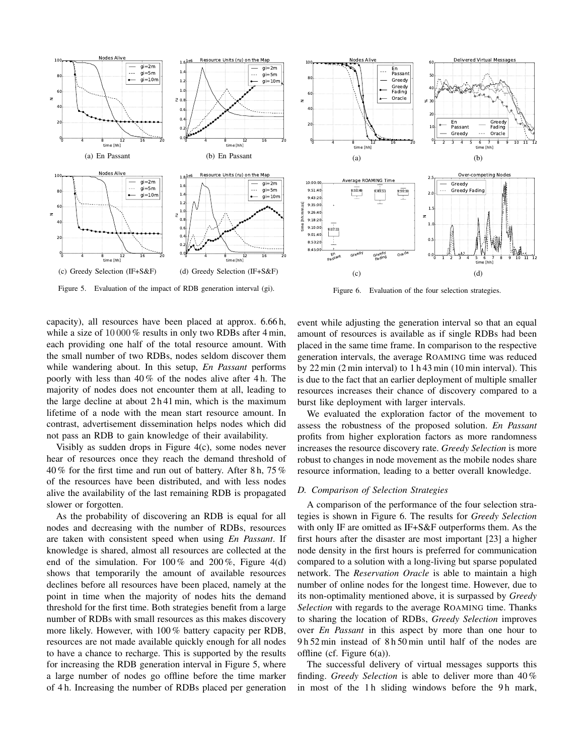Figure 5. Evaluation of the impact of RDB generation interval (gi).

(a) En Passant (b) En Passant (c) Greedy Selection (IF+S&F) (d) Greedy Selection (IF+S&F)

Figure 6. Evaluation of the four selection strategies.

capacity), all resources have been placed at approx. 6.66 h, while a size of 10 000 % results in only two RDBs after 4 min, each providing one half of the total resource amount. With the small number of two RDBs, nodes seldom discover them while wandering about. In this setup, *En Passant* performs poorly with less than 40 % of the nodes alive after 4 h. The majority of nodes does not encounter them at all, leading to the large decline at about 2 h 41 min, which is the maximum lifetime of a node with the mean start resource amount. In contrast, advertisement dissemination helps nodes which did not pass an RDB to gain knowledge of their availability.

Visibly as sudden drops in Figure 4(c), some nodes never hear of resources once they reach the demand threshold of 40 % for the first time and run out of battery. After 8 h, 75 % of the resources have been distributed, and with less nodes alive the availability of the last remaining RDB is propagated slower or forgotten.

As the probability of discovering an RDB is equal for all nodes and decreasing with the number of RDBs, resources are taken with consistent speed when using *En Passant*. If knowledge is shared, almost all resources are collected at the end of the simulation. For 100 % and 200 %, Figure 4(d) shows that temporarily the amount of available resources declines before all resources have been placed, namely at the point in time when the majority of nodes hits the demand threshold for the first time. Both strategies benefit from a large number of RDBs with small resources as this makes discovery more likely. However, with 100 % battery capacity per RDB, resources are not made available quickly enough for all nodes to have a chance to recharge. This is supported by the results for increasing the RDB generation interval in Figure 5, where a large number of nodes go offline before the time marker of 4 h. Increasing the number of RDBs placed per generation event while adjusting the generation interval so that an equal amount of resources is available as if single RDBs had been placed in the same time frame. In comparison to the respective generation intervals, the average ROAMING time was reduced by 22 min (2 min interval) to 1 h 43 min (10 min interval). This is due to the fact that an earlier deployment of multiple smaller resources increases their chance of discovery compared to a burst like deployment with larger intervals.

We evaluated the exploration factor of the movement to assess the robustness of the proposed solution. *En Passant* profits from higher exploration factors as more randomness increases the resource discovery rate. *Greedy Selection* is more robust to changes in node movement as the mobile nodes share resource information, leading to a better overall knowledge.

### D. Comparison of Selection Strategies

A comparison of the performance of the four selection strategies is shown in Figure 6. The results for *Greedy Selection* with only IF are omitted as IF+S&F outperforms them. As the first hours after the disaster are most important [23] a higher node density in the first hours is preferred for communication compared to a solution with a long-living but sparse populated network. The *Reservation Oracle* is able to maintain a high number of online nodes for the longest time. However, due to its non-optimality mentioned above, it is surpassed by *Greedy Selection* with regards to the average ROAMING time. Thanks to sharing the location of RDBs, *Greedy Selection* improves over *En Passant* in this aspect by more than one hour to 9 h 52 min instead of 8 h 50 min until half of the nodes are offline (cf. Figure 6(a)).

The successful delivery of virtual messages supports this finding. *Greedy Selection* is able to deliver more than 40 % in most of the 1 h sliding windows before the 9 h mark,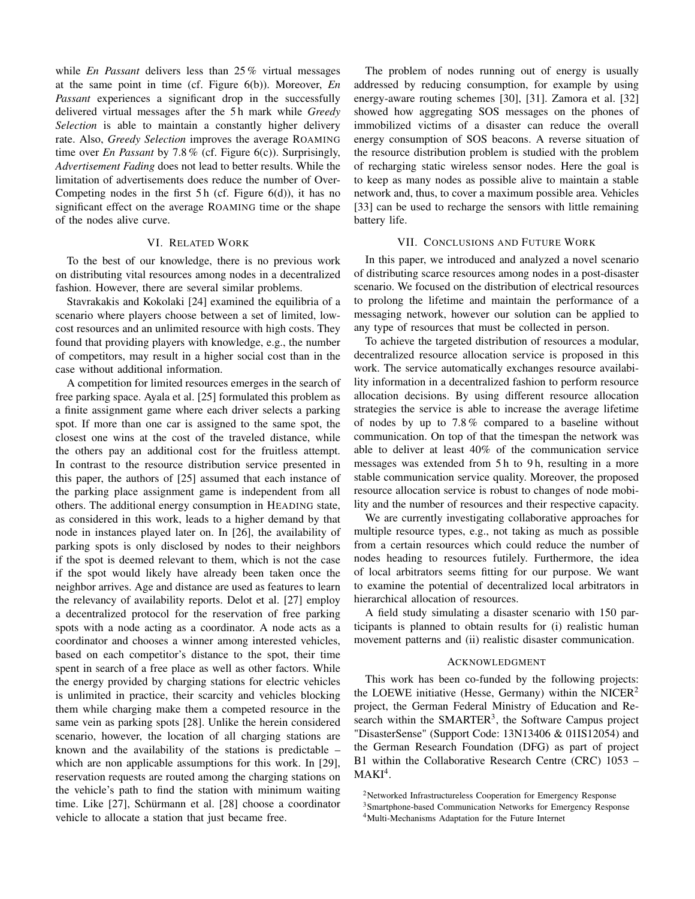while *En Passant* delivers less than 25 % virtual messages at the same point in time (cf. Figure 6(b)). Moreover, *En Passant* experiences a significant drop in the successfully delivered virtual messages after the 5 h mark while *Greedy Selection* is able to maintain a constantly higher delivery rate. Also, *Greedy Selection* improves the average ROAMING time over *En Passant* by 7.8 % (cf. Figure 6(c)). Surprisingly, *Advertisement Fading* does not lead to better results. While the limitation of advertisements does reduce the number of Over-Competing nodes in the first 5 h (cf. Figure 6(d)), it has no significant effect on the average ROAMING time or the shape of the nodes alive curve.

## VI. Related Work

To the best of our knowledge, there is no previous work on distributing vital resources among nodes in a decentralized fashion. However, there are several similar problems.

Stavrakakis and Kokolaki [24] examined the equilibria of a scenario where players choose between a set of limited, low-cost resources and an unlimited resource with high costs. They found that providing players with knowledge, e.g., the number of competitors, may result in a higher social cost than in the case without additional information.

A competition for limited resources emerges in the search of free parking space. Ayala et al. [25] formulated this problem as a finite assignment game where each driver selects a parking spot. If more than one car is assigned to the same spot, the closest one wins at the cost of the traveled distance, while the others pay an additional cost for the fruitless attempt. In contrast to the resource distribution service presented in this paper, the authors of [25] assumed that each instance of the parking place assignment game is independent from all others. The additional energy consumption in HEADING state, as considered in this work, leads to a higher demand by that node in instances played later on. In [26], the availability of parking spots is only disclosed by nodes to their neighbors if the spot is deemed relevant to them, which is not the case if the spot would likely have already been taken once the neighbor arrives. Age and distance are used as features to learn the relevancy of availability reports. Delot et al. [27] employ a decentralized protocol for the reservation of free parking spots with a node acting as a coordinator. A node acts as a coordinator and chooses a winner among interested vehicles, based on each competitor's distance to the spot, their time spent in search of a free place as well as other factors. While the energy provided by charging stations for electric vehicles is unlimited in practice, their scarcity and vehicles blocking them while charging make them a competed resource in the same vein as parking spots [28]. Unlike the herein considered scenario, however, the location of all charging stations are known and the availability of the stations is predictable – which are non applicable assumptions for this work. In [29], reservation requests are routed among the charging stations on the vehicle's path to find the station with minimum waiting time. Like [27], Schürmann et al. [28] choose a coordinator vehicle to allocate a station that just became free.

The problem of nodes running out of energy is usually addressed by reducing consumption, for example by using energy-aware routing schemes [30], [31]. Zamora et al. [32] showed how aggregating SOS messages on the phones of immobilized victims of a disaster can reduce the overall energy consumption of SOS beacons. A reverse situation of the resource distribution problem is studied with the problem of recharging static wireless sensor nodes. Here the goal is to keep as many nodes as possible alive to maintain a stable network and, thus, to cover a maximum possible area. Vehicles [33] can be used to recharge the sensors with little remaining battery life.

## VII. Conclusions and Future Work

In this paper, we introduced and analyzed a novel scenario of distributing scarce resources among nodes in a post-disaster scenario. We focused on the distribution of electrical resources to prolong the lifetime and maintain the performance of a messaging network, however our solution can be applied to any type of resources that must be collected in person.

To achieve the targeted distribution of resources a modular, decentralized resource allocation service is proposed in this work. The service automatically exchanges resource availability information in a decentralized fashion to perform resource allocation decisions. By using different resource allocation strategies the service is able to increase the average lifetime of nodes by up to 7.8 % compared to a baseline without communication. On top of that the timespan the network was able to deliver at least 40% of the communication service messages was extended from 5 h to 9 h, resulting in a more stable communication service quality. Moreover, the proposed resource allocation service is robust to changes of node mobility and the number of resources and their respective capacity.

We are currently investigating collaborative approaches for multiple resource types, e.g., not taking as much as possible from a certain resources which could reduce the number of nodes heading to resources futilely. Furthermore, the idea of local arbitrators seems fitting for our purpose. We want to examine the potential of decentralized local arbitrators in hierarchical allocation of resources.

A field study simulating a disaster scenario with 150 participants is planned to obtain results for (i) realistic human movement patterns and (ii) realistic disaster communication.

## Acknowledgment

This work has been co-funded by the following projects: the LOEWE initiative (Hesse, Germany) within the NICER[2] project, the German Federal Ministry of Education and Research within the SMARTER[3], the Software Campus project "DisasterSense" (Support Code: 13N13406 & 01IS12054) and the German Research Foundation (DFG) as part of project B1 within the Collaborative Research Centre (CRC) 1053 – MAKI[4].

[2]Networked Infrastructureless Cooperation for Emergency Response

[3]Smartphone-based Communication Networks for Emergency Response

[4]Multi-Mechanisms Adaptation for the Future Internet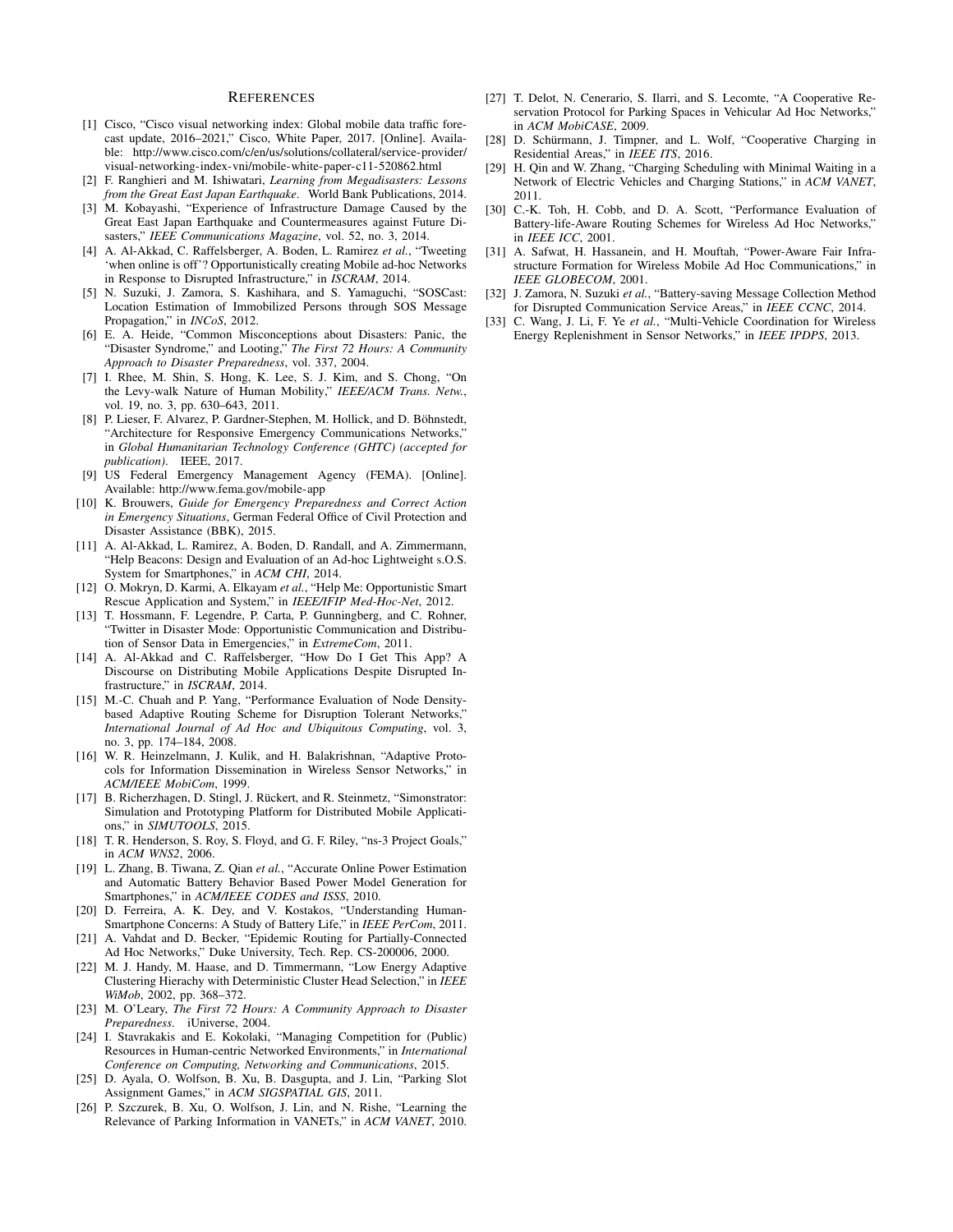## References

[1] Cisco, "Cisco visual networking index: Global mobile data traffic forecast update, 2016–2021," Cisco, White Paper, 2017. [Online]. Available: http://www.cisco.com/c/en/us/solutions/collateral/service-provider/visual-networking-index-vni/mobile-white-paper-c11-520862.html

[2] F. Ranghieri and M. Ishiwatari, *Learning from Megadisasters: Lessons from the Great East Japan Earthquake*. World Bank Publications, 2014.

[3] M. Kobayashi, "Experience of Infrastructure Damage Caused by the Great East Japan Earthquake and Countermeasures against Future Disasters," *IEEE Communications Magazine*, vol. 52, no. 3, 2014.

[4] A. Al-Akkad, C. Raffelsberger, A. Boden, L. Ramirez *et al.*, "Tweeting 'when online is off'? Opportunistically creating Mobile ad-hoc Networks in Response to Disrupted Infrastructure," in *ISCRAM*, 2014.

[5] N. Suzuki, J. Zamora, S. Kashihara, and S. Yamaguchi, "SOSCast: Location Estimation of Immobilized Persons through SOS Message Propagation," in *INCoS*, 2012.

[6] E. A. Heide, "Common Misconceptions about Disasters: Panic, the "Disaster Syndrome," and Looting," *The First 72 Hours: A Community Approach to Disaster Preparedness*, vol. 337, 2004.

[7] I. Rhee, M. Shin, S. Hong, K. Lee, S. J. Kim, and S. Chong, "On the Levy-walk Nature of Human Mobility," *IEEE/ACM Trans. Netw.*, vol. 19, no. 3, pp. 630–643, 2011.

[8] P. Lieser, F. Alvarez, P. Gardner-Stephen, M. Hollick, and D. Böhnstedt, "Architecture for Responsive Emergency Communications Networks," in *Global Humanitarian Technology Conference (GHTC) (accepted for publication)*. IEEE, 2017.

[9] US Federal Emergency Management Agency (FEMA). [Online]. Available: http://www.fema.gov/mobile-app

[10] K. Brouwers, *Guide for Emergency Preparedness and Correct Action in Emergency Situations*, German Federal Office of Civil Protection and Disaster Assistance (BBK), 2015.

[11] A. Al-Akkad, L. Ramirez, A. Boden, D. Randall, and A. Zimmermann, "Help Beacons: Design and Evaluation of an Ad-hoc Lightweight s.O.S. System for Smartphones," in *ACM CHI*, 2014.

[12] O. Mokryn, D. Karmi, A. Elkayam *et al.*, "Help Me: Opportunistic Smart Rescue Application and System," in *IEEE/IFIP Med-Hoc-Net*, 2012.

[13] T. Hossmann, F. Legendre, P. Carta, P. Gunningberg, and C. Rohner, "Twitter in Disaster Mode: Opportunistic Communication and Distribution of Sensor Data in Emergencies," in *ExtremeCom*, 2011.

[14] A. Al-Akkad and C. Raffelsberger, "How Do I Get This App? A Discourse on Distributing Mobile Applications Despite Disrupted Infrastructure," in *ISCRAM*, 2014.

[15] M.-C. Chuah and P. Yang, "Performance Evaluation of Node Density-based Adaptive Routing Scheme for Disruption Tolerant Networks," *International Journal of Ad Hoc and Ubiquitous Computing*, vol. 3, no. 3, pp. 174–184, 2008.

[16] W. R. Heinzelmann, J. Kulik, and H. Balakrishnan, "Adaptive Protocols for Information Dissemination in Wireless Sensor Networks," in *ACM/IEEE MobiCom*, 1999.

[17] B. Richerzhagen, D. Stingl, J. Rückert, and R. Steinmetz, "Simonstrator: Simulation and Prototyping Platform for Distributed Mobile Applications," in *SIMUTOOLS*, 2015.

[18] T. R. Henderson, S. Roy, S. Floyd, and G. F. Riley, "ns-3 Project Goals," in *ACM WNS2*, 2006.

[19] L. Zhang, B. Tiwana, Z. Qian *et al.*, "Accurate Online Power Estimation and Automatic Battery Behavior Based Power Model Generation for Smartphones," in *ACM/IEEE CODES and ISSS*, 2010.

[20] D. Ferreira, A. K. Dey, and V. Kostakos, "Understanding Human-Smartphone Concerns: A Study of Battery Life," in *IEEE PerCom*, 2011.

[21] A. Vahdat and D. Becker, "Epidemic Routing for Partially-Connected Ad Hoc Networks," Duke University, Tech. Rep. CS-200006, 2000.

[22] M. J. Handy, M. Haase, and D. Timmermann, "Low Energy Adaptive Clustering Hierachy with Deterministic Cluster Head Selection," in *IEEE WiMob*, 2002, pp. 368–372.

[23] M. O'Leary, *The First 72 Hours: A Community Approach to Disaster Preparedness*. iUniverse, 2004.

[24] I. Stavrakakis and E. Kokolaki, "Managing Competition for (Public) Resources in Human-centric Networked Environments," in *International Conference on Computing, Networking and Communications*, 2015.

[25] D. Ayala, O. Wolfson, B. Xu, B. Dasgupta, and J. Lin, "Parking Slot Assignment Games," in *ACM SIGSPATIAL GIS*, 2011.

[26] P. Szczurek, B. Xu, O. Wolfson, J. Lin, and N. Rishe, "Learning the Relevance of Parking Information in VANETs," in *ACM VANET*, 2010.

[27] T. Delot, N. Cenerario, S. Ilarri, and S. Lecomte, "A Cooperative Reservation Protocol for Parking Spaces in Vehicular Ad Hoc Networks," in *ACM MobiCASE*, 2009.

[28] D. Schürmann, J. Timpner, and L. Wolf, "Cooperative Charging in Residential Areas," in *IEEE ITS*, 2016.

[29] H. Qin and W. Zhang, "Charging Scheduling with Minimal Waiting in a Network of Electric Vehicles and Charging Stations," in *ACM VANET*, 2011.

[30] C.-K. Toh, H. Cobb, and D. A. Scott, "Performance Evaluation of Battery-life-Aware Routing Schemes for Wireless Ad Hoc Networks," in *IEEE ICC*, 2001.

[31] A. Safwat, H. Hassanein, and H. Mouftah, "Power-Aware Fair Infrastructure Formation for Wireless Mobile Ad Hoc Communications," in *IEEE GLOBECOM*, 2001.

[32] J. Zamora, N. Suzuki *et al.*, "Battery-saving Message Collection Method for Disrupted Communication Service Areas," in *IEEE CCNC*, 2014.

[33] C. Wang, J. Li, F. Ye *et al.*, "Multi-Vehicle Coordination for Wireless Energy Replenishment in Sensor Networks," in *IEEE IPDPS*, 2013.